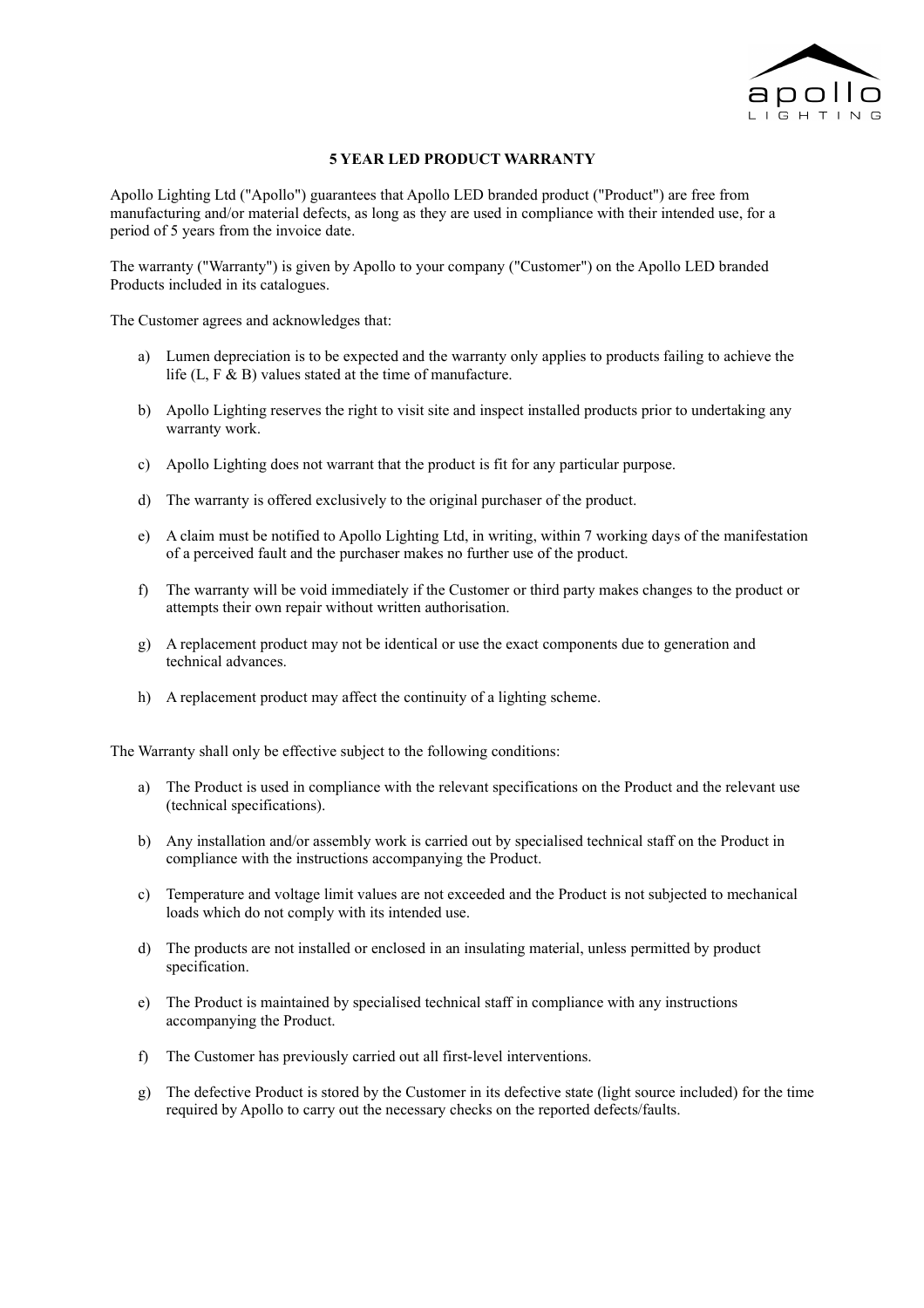# 5 YEAR LED PRODUCT WARRANTY

Apollo Lighting Ltd ("Apollo") guarantees that Apollo LED branded product ("Product") are free from manufacturing and/or material defects, as long as they are used in compliance with their intended use, for a period of 5 years from the invoice date.

The warranty ("Warranty") is given by Apollo to your company ("Customer") on the Apollo LED branded Products included in its catalogues.

The Customer agrees and acknowledges that:

a) Lumen depreciation is to be expected and the warranty only applies to products failing to achieve the life (L, F & B) values stated at the time of manufacture.

b) Apollo Lighting reserves the right to visit site and inspect installed products prior to undertaking any warranty work.

c) Apollo Lighting does not warrant that the product is fit for any particular purpose.

d) The warranty is offered exclusively to the original purchaser of the product.

e) A claim must be notified to Apollo Lighting Ltd, in writing, within 7 working days of the manifestation of a perceived fault and the purchaser makes no further use of the product.

f) The warranty will be void immediately if the Customer or third party makes changes to the product or attempts their own repair without written authorisation.

g) A replacement product may not be identical or use the exact components due to generation and technical advances.

h) A replacement product may affect the continuity of a lighting scheme.

The Warranty shall only be effective subject to the following conditions:

a) The Product is used in compliance with the relevant specifications on the Product and the relevant use (technical specifications).

b) Any installation and/or assembly work is carried out by specialised technical staff on the Product in compliance with the instructions accompanying the Product.

c) Temperature and voltage limit values are not exceeded and the Product is not subjected to mechanical loads which do not comply with its intended use.

d) The products are not installed or enclosed in an insulating material, unless permitted by product specification.

e) The Product is maintained by specialised technical staff in compliance with any instructions accompanying the Product.

f) The Customer has previously carried out all first-level interventions.

g) The defective Product is stored by the Customer in its defective state (light source included) for the time required by Apollo to carry out the necessary checks on the reported defects/faults.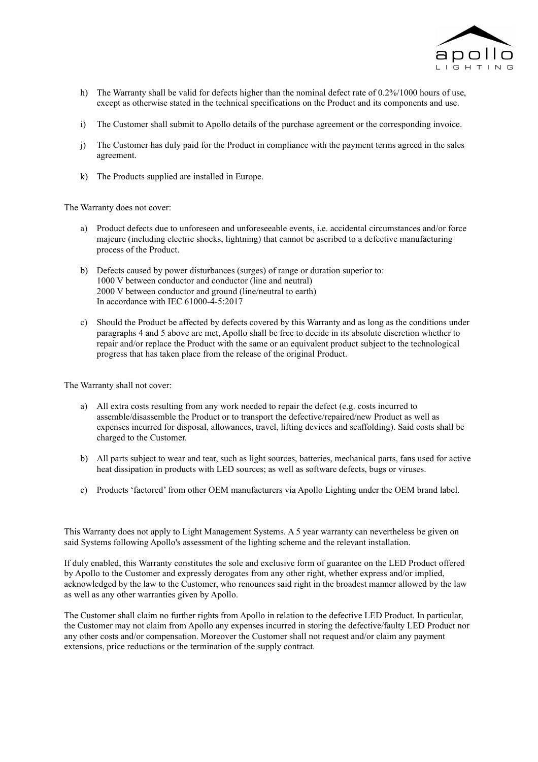h) The Warranty shall be valid for defects higher than the nominal defect rate of 0.2%/1000 hours of use, except as otherwise stated in the technical specifications on the Product and its components and use.

i) The Customer shall submit to Apollo details of the purchase agreement or the corresponding invoice.

j) The Customer has duly paid for the Product in compliance with the payment terms agreed in the sales agreement.

k) The Products supplied are installed in Europe.

The Warranty does not cover:

a) Product defects due to unforeseen and unforeseeable events, i.e. accidental circumstances and/or force majeure (including electric shocks, lightning) that cannot be ascribed to a defective manufacturing process of the Product.

b) Defects caused by power disturbances (surges) of range or duration superior to:
1000 V between conductor and conductor (line and neutral)
2000 V between conductor and ground (line/neutral to earth)
In accordance with IEC 61000-4-5:2017

c) Should the Product be affected by defects covered by this Warranty and as long as the conditions under paragraphs 4 and 5 above are met, Apollo shall be free to decide in its absolute discretion whether to repair and/or replace the Product with the same or an equivalent product subject to the technological progress that has taken place from the release of the original Product.

The Warranty shall not cover:

a) All extra costs resulting from any work needed to repair the defect (e.g. costs incurred to assemble/disassemble the Product or to transport the defective/repaired/new Product as well as expenses incurred for disposal, allowances, travel, lifting devices and scaffolding). Said costs shall be charged to the Customer.

b) All parts subject to wear and tear, such as light sources, batteries, mechanical parts, fans used for active heat dissipation in products with LED sources; as well as software defects, bugs or viruses.

c) Products 'factored' from other OEM manufacturers via Apollo Lighting under the OEM brand label.

This Warranty does not apply to Light Management Systems. A 5 year warranty can nevertheless be given on said Systems following Apollo's assessment of the lighting scheme and the relevant installation.

If duly enabled, this Warranty constitutes the sole and exclusive form of guarantee on the LED Product offered by Apollo to the Customer and expressly derogates from any other right, whether express and/or implied, acknowledged by the law to the Customer, who renounces said right in the broadest manner allowed by the law as well as any other warranties given by Apollo.

The Customer shall claim no further rights from Apollo in relation to the defective LED Product. In particular, the Customer may not claim from Apollo any expenses incurred in storing the defective/faulty LED Product nor any other costs and/or compensation. Moreover the Customer shall not request and/or claim any payment extensions, price reductions or the termination of the supply contract.